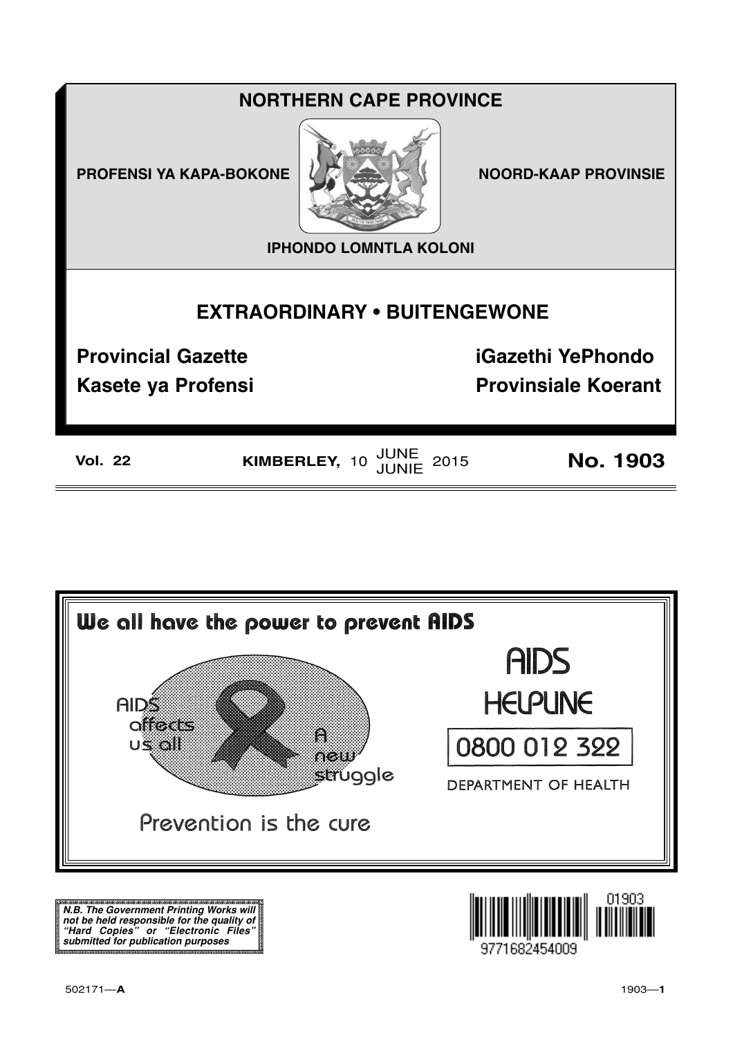# NORTHERN CAPE PROVINCE

**PROFENSI YA KAPA-BOKONE** | **NOORD-KAAP PROVINSIE**

**IPHONDO LOMNTLA KOLONI**

## EXTRAORDINARY • BUITENGEWONE

**Provincial Gazette** | **iGazethi YePhondo**

**Kasete ya Profensi** | **Provinsiale Koerant**

**Vol. 22** | **KIMBERLEY,** 10 JUNE/JUNIE 2015 | **No. 1903**

**We all have the power to prevent AIDS**

AIDS affects us all

A new struggle

Prevention is the cure

AIDS HELPLINE

0800 012 322

DEPARTMENT OF HEALTH

***N.B. The Government Printing Works will not be held responsible for the quality of "Hard Copies" or "Electronic Files" submitted for publication purposes***

01903

9771682454009

502171—**A**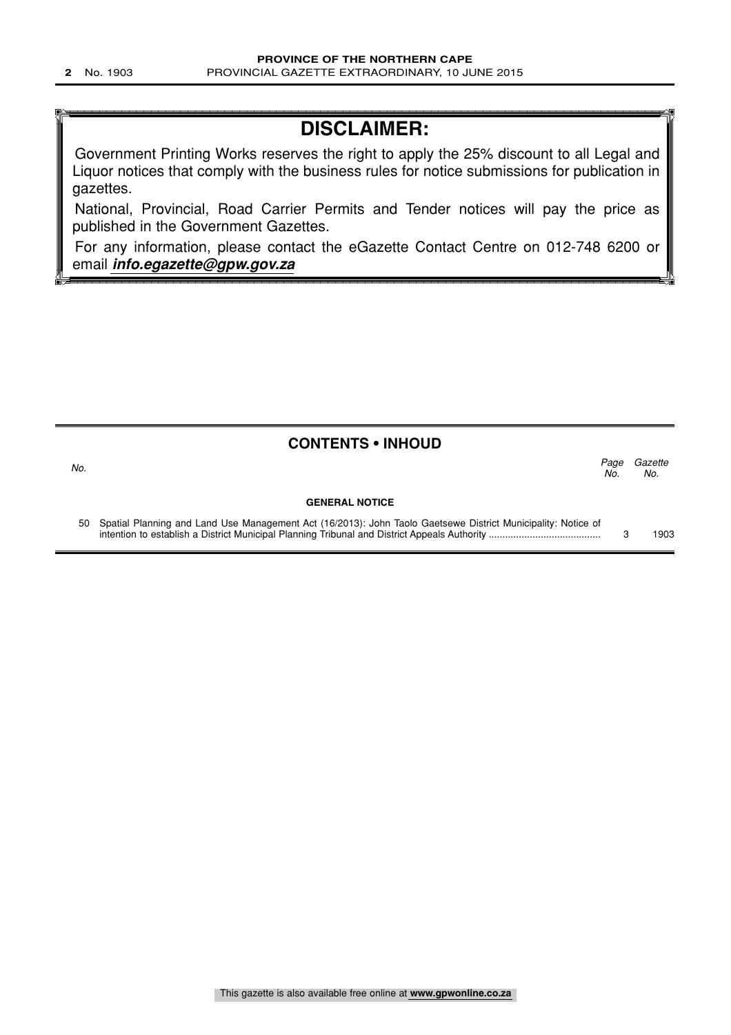# DISCLAIMER:

Government Printing Works reserves the right to apply the 25% discount to all Legal and Liquor notices that comply with the business rules for notice submissions for publication in gazettes.

National, Provincial, Road Carrier Permits and Tender notices will pay the price as published in the Government Gazettes.

For any information, please contact the eGazette Contact Centre on 012-748 6200 or email ***info.egazette@gpw.gov.za***

## CONTENTS • INHOUD

| *No.* | | *Page No.* | *Gazette No.* |
|---|---|---|---|
| | **GENERAL NOTICE** | | |
| 50 | Spatial Planning and Land Use Management Act (16/2013): John Taolo Gaetsewe District Municipality: Notice of intention to establish a District Municipal Planning Tribunal and District Appeals Authority | 3 | 1903 |

This gazette is also available free online at **www.gpwonline.co.za**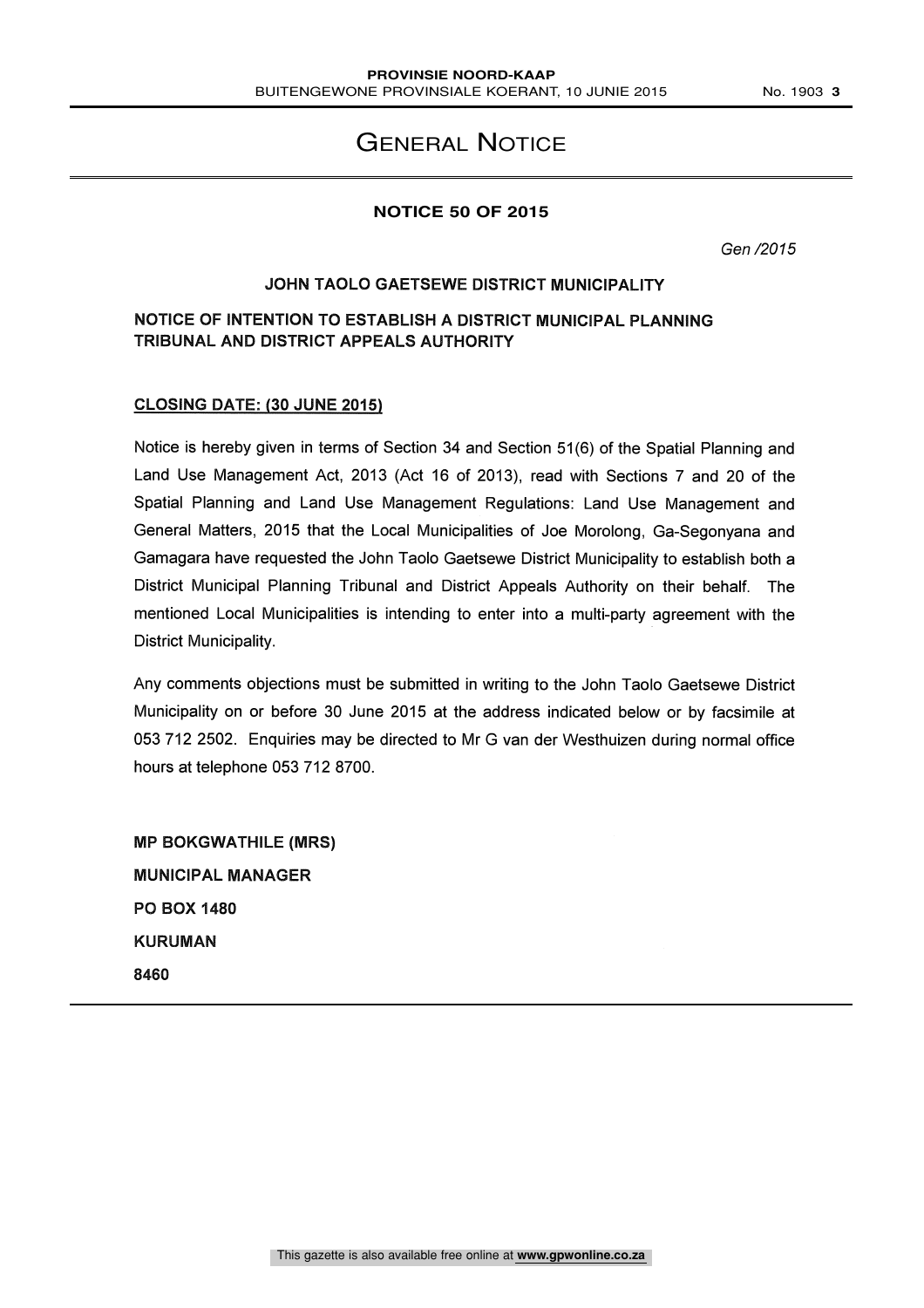# General Notice

## NOTICE 50 OF 2015

*Gen /2015*

### JOHN TAOLO GAETSEWE DISTRICT MUNICIPALITY

### NOTICE OF INTENTION TO ESTABLISH A DISTRICT MUNICIPAL PLANNING TRIBUNAL AND DISTRICT APPEALS AUTHORITY

**CLOSING DATE: (30 JUNE 2015)**

Notice is hereby given in terms of Section 34 and Section 51(6) of the Spatial Planning and Land Use Management Act, 2013 (Act 16 of 2013), read with Sections 7 and 20 of the Spatial Planning and Land Use Management Regulations: Land Use Management and General Matters, 2015 that the Local Municipalities of Joe Morolong, Ga-Segonyana and Gamagara have requested the John Taolo Gaetsewe District Municipality to establish both a District Municipal Planning Tribunal and District Appeals Authority on their behalf. The mentioned Local Municipalities is intending to enter into a multi-party agreement with the District Municipality.

Any comments objections must be submitted in writing to the John Taolo Gaetsewe District Municipality on or before 30 June 2015 at the address indicated below or by facsimile at 053 712 2502. Enquiries may be directed to Mr G van der Westhuizen during normal office hours at telephone 053 712 8700.

**MP BOKGWATHILE (MRS)**
**MUNICIPAL MANAGER**
**PO BOX 1480**
**KURUMAN**
**8460**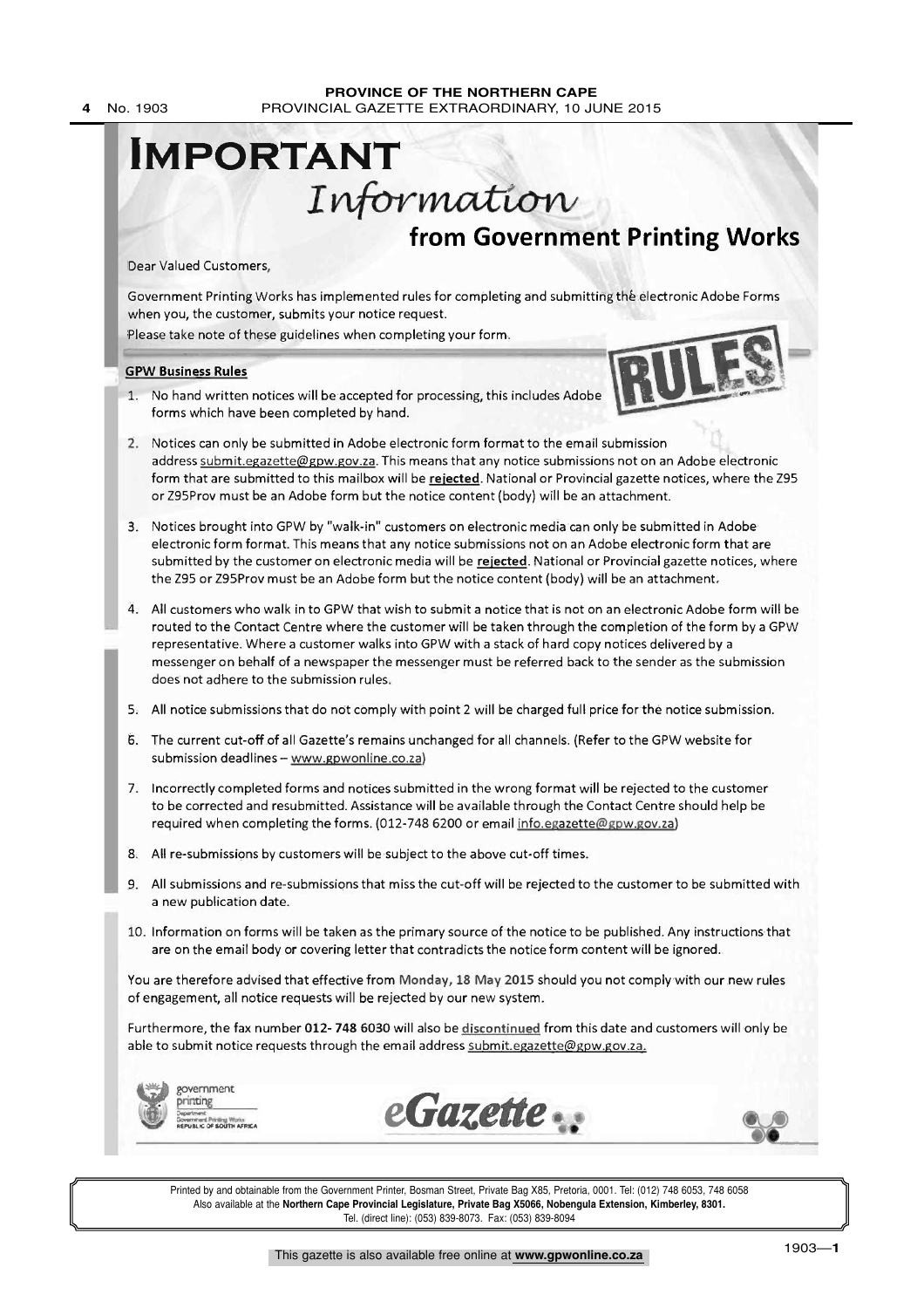# IMPORTANT *Information*

## from Government Printing Works

Dear Valued Customers,

Government Printing Works has implemented rules for completing and submitting the electronic Adobe Forms when you, the customer, submits your notice request.

Please take note of these guidelines when completing your form.

**GPW Business Rules**

1. No hand written notices will be accepted for processing, this includes Adobe forms which have been completed by hand.
2. Notices can only be submitted in Adobe electronic form format to the email submission address submit.egazette@gpw.gov.za. This means that any notice submissions not on an Adobe electronic form that are submitted to this mailbox will be **rejected**. National or Provincial gazette notices, where the Z95 or Z95Prov must be an Adobe form but the notice content (body) will be an attachment.
3. Notices brought into GPW by "walk-in" customers on electronic media can only be submitted in Adobe electronic form format. This means that any notice submissions not on an Adobe electronic form that are submitted by the customer on electronic media will be **rejected**. National or Provincial gazette notices, where the Z95 or Z95Prov must be an Adobe form but the notice content (body) will be an attachment.
4. All customers who walk in to GPW that wish to submit a notice that is not on an electronic Adobe form will be routed to the Contact Centre where the customer will be taken through the completion of the form by a GPW representative. Where a customer walks into GPW with a stack of hard copy notices delivered by a messenger on behalf of a newspaper the messenger must be referred back to the sender as the submission does not adhere to the submission rules.
5. All notice submissions that do not comply with point 2 will be charged full price for the notice submission.
6. The current cut-off of all Gazette's remains unchanged for all channels. (Refer to the GPW website for submission deadlines – www.gpwonline.co.za)
7. Incorrectly completed forms and notices submitted in the wrong format will be rejected to the customer to be corrected and resubmitted. Assistance will be available through the Contact Centre should help be required when completing the forms. (012-748 6200 or email info.egazette@gpw.gov.za)
8. All re-submissions by customers will be subject to the above cut-off times.
9. All submissions and re-submissions that miss the cut-off will be rejected to the customer to be submitted with a new publication date.
10. Information on forms will be taken as the primary source of the notice to be published. Any instructions that are on the email body or covering letter that contradicts the notice form content will be ignored.

You are therefore advised that effective from Monday, 18 May 2015 should you not comply with our new rules of engagement, all notice requests will be rejected by our new system.

Furthermore, the fax number **012- 748 6030** will also be **discontinued** from this date and customers will only be able to submit notice requests through the email address submit.egazette@gpw.gov.za.

government printing
Department: Government Printing Works
REPUBLIC OF SOUTH AFRICA

*eGazette*

Printed by and obtainable from the Government Printer, Bosman Street, Private Bag X85, Pretoria, 0001. Tel: (012) 748 6053, 748 6058
Also available at the **Northern Cape Provincial Legislature, Private Bag X5066, Nobengula Extension, Kimberley, 8301.**
Tel. (direct line): (053) 839-8073. Fax: (053) 839-8094